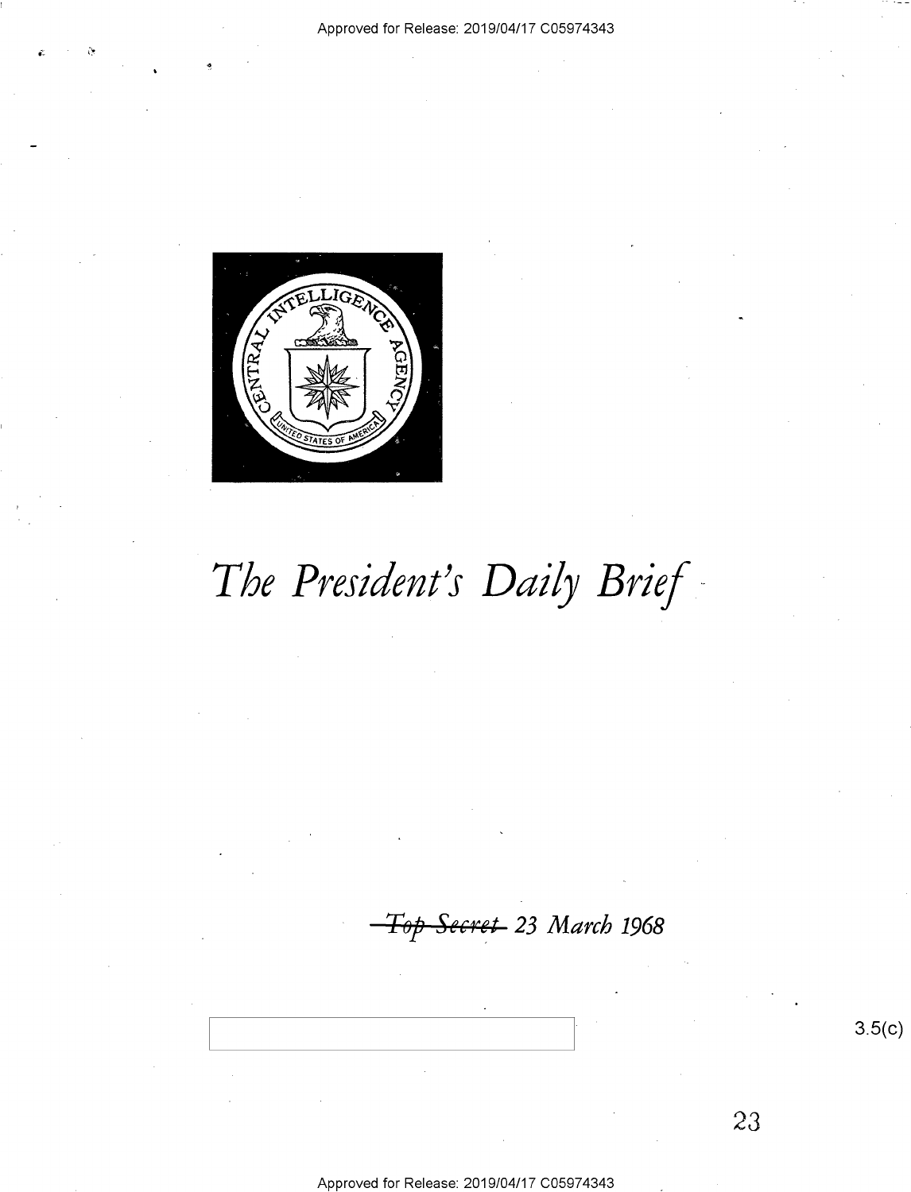Approved for Release: 2019/04/17 C05974343

# *The President's Daily Brief*

*~~Top Secret~~ 23 March 1968*

3.5(c)

Approved for Release: 2019/04/17 C05974343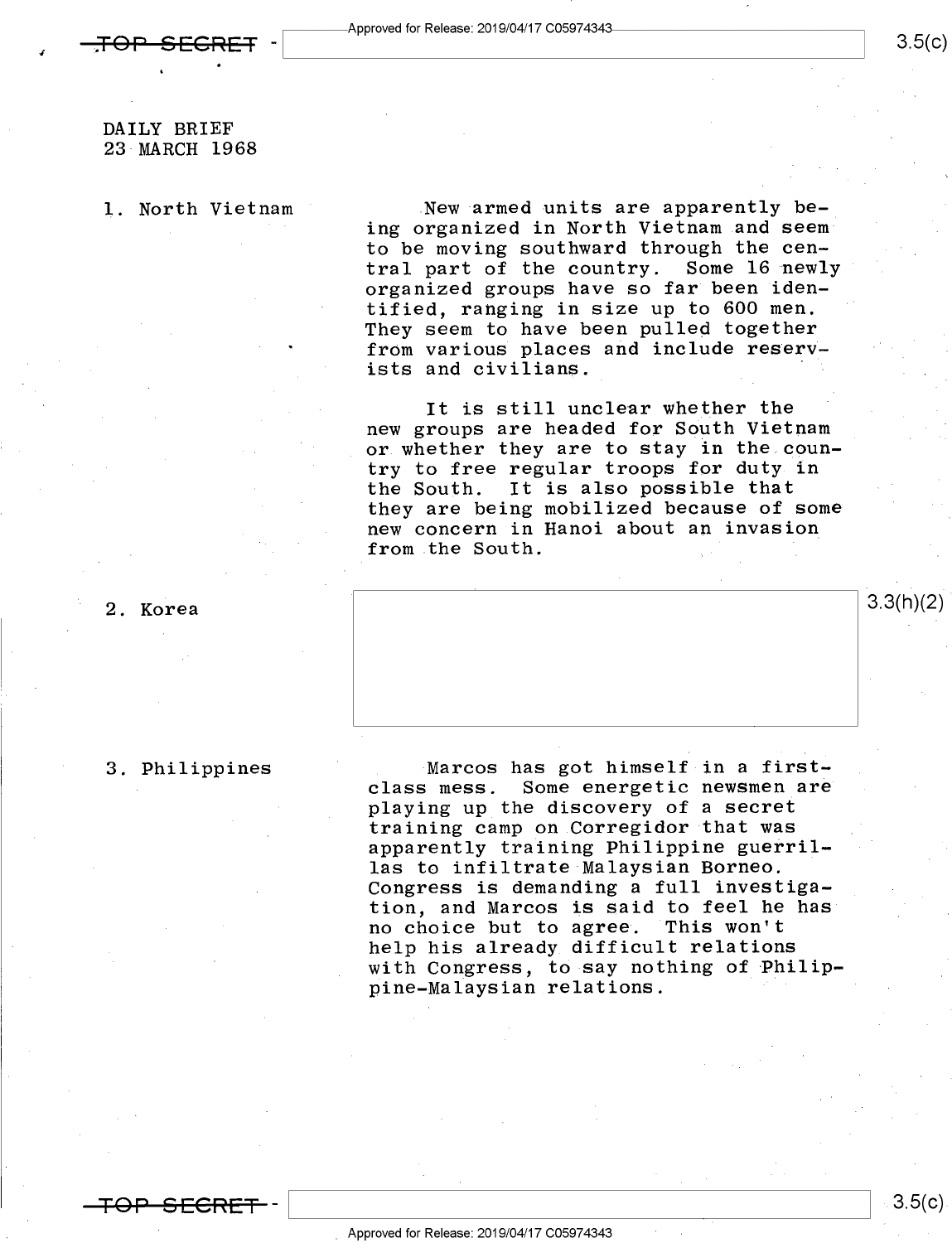DAILY BRIEF
23 MARCH 1968

1. North Vietnam

New armed units are apparently being organized in North Vietnam and seem to be moving southward through the central part of the country. Some 16 newly organized groups have so far been identified, ranging in size up to 600 men. They seem to have been pulled together from various places and include reservists and civilians.

It is still unclear whether the new groups are headed for South Vietnam or whether they are to stay in the country to free regular troops for duty in the South. It is also possible that they are being mobilized because of some new concern in Hanoi about an invasion from the South.

2. Korea

3.3(h)(2)

3. Philippines

Marcos has got himself in a first-class mess. Some energetic newsmen are playing up the discovery of a secret training camp on Corregidor that was apparently training Philippine guerrillas to infiltrate Malaysian Borneo. Congress is demanding a full investigation, and Marcos is said to feel he has no choice but to agree. This won't help his already difficult relations with Congress, to say nothing of Philippine-Malaysian relations.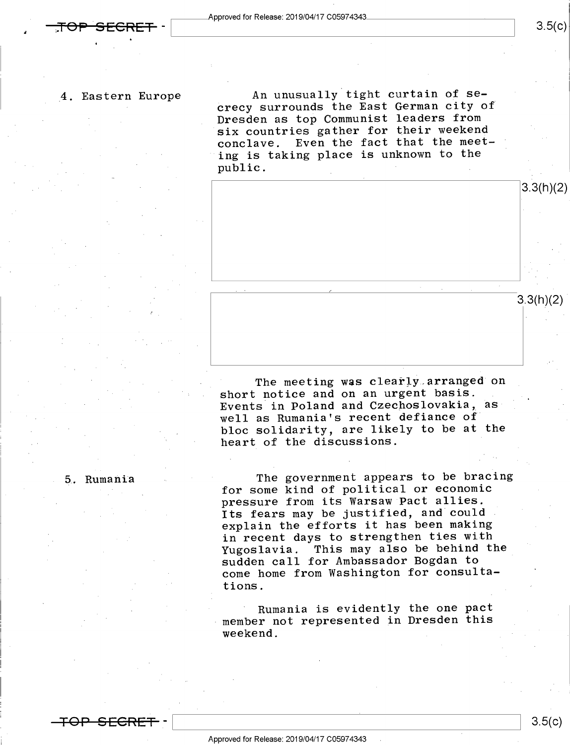4. Eastern Europe

An unusually tight curtain of secrecy surrounds the East German city of Dresden as top Communist leaders from six countries gather for their weekend conclave. Even the fact that the meeting is taking place is unknown to the public.

3.3(h)(2)

3.3(h)(2)

The meeting was clearly arranged on short notice and on an urgent basis. Events in Poland and Czechoslovakia, as well as Rumania's recent defiance of bloc solidarity, are likely to be at the heart of the discussions.

5. Rumania

The government appears to be bracing for some kind of political or economic pressure from its Warsaw Pact allies. Its fears may be justified, and could explain the efforts it has been making in recent days to strengthen ties with Yugoslavia. This may also be behind the sudden call for Ambassador Bogdan to come home from Washington for consultations.

Rumania is evidently the one pact member not represented in Dresden this weekend.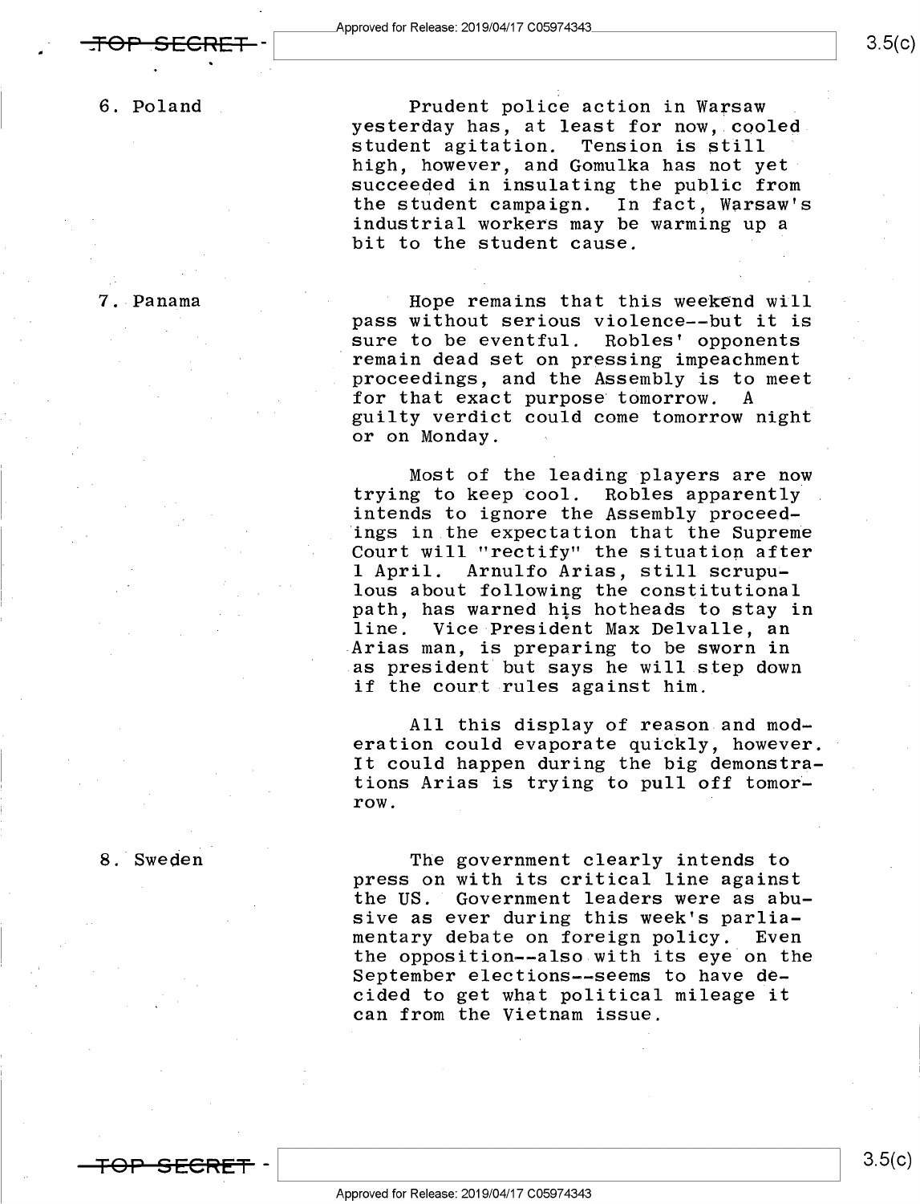6. Poland

Prudent police action in Warsaw yesterday has, at least for now, cooled student agitation. Tension is still high, however, and Gomulka has not yet succeeded in insulating the public from the student campaign. In fact, Warsaw's industrial workers may be warming up a bit to the student cause.

7. Panama

Hope remains that this weekend will pass without serious violence--but it is sure to be eventful. Robles' opponents remain dead set on pressing impeachment proceedings, and the Assembly is to meet for that exact purpose tomorrow. A guilty verdict could come tomorrow night or on Monday.

Most of the leading players are now trying to keep cool. Robles apparently intends to ignore the Assembly proceedings in the expectation that the Supreme Court will "rectify" the situation after 1 April. Arnulfo Arias, still scrupulous about following the constitutional path, has warned his hotheads to stay in line. Vice President Max Delvalle, an Arias man, is preparing to be sworn in as president but says he will step down if the court rules against him.

All this display of reason and moderation could evaporate quickly, however. It could happen during the big demonstrations Arias is trying to pull off tomorrow.

8. Sweden

The government clearly intends to press on with its critical line against the US. Government leaders were as abusive as ever during this week's parliamentary debate on foreign policy. Even the opposition--also with its eye on the September elections--seems to have decided to get what political mileage it can from the Vietnam issue.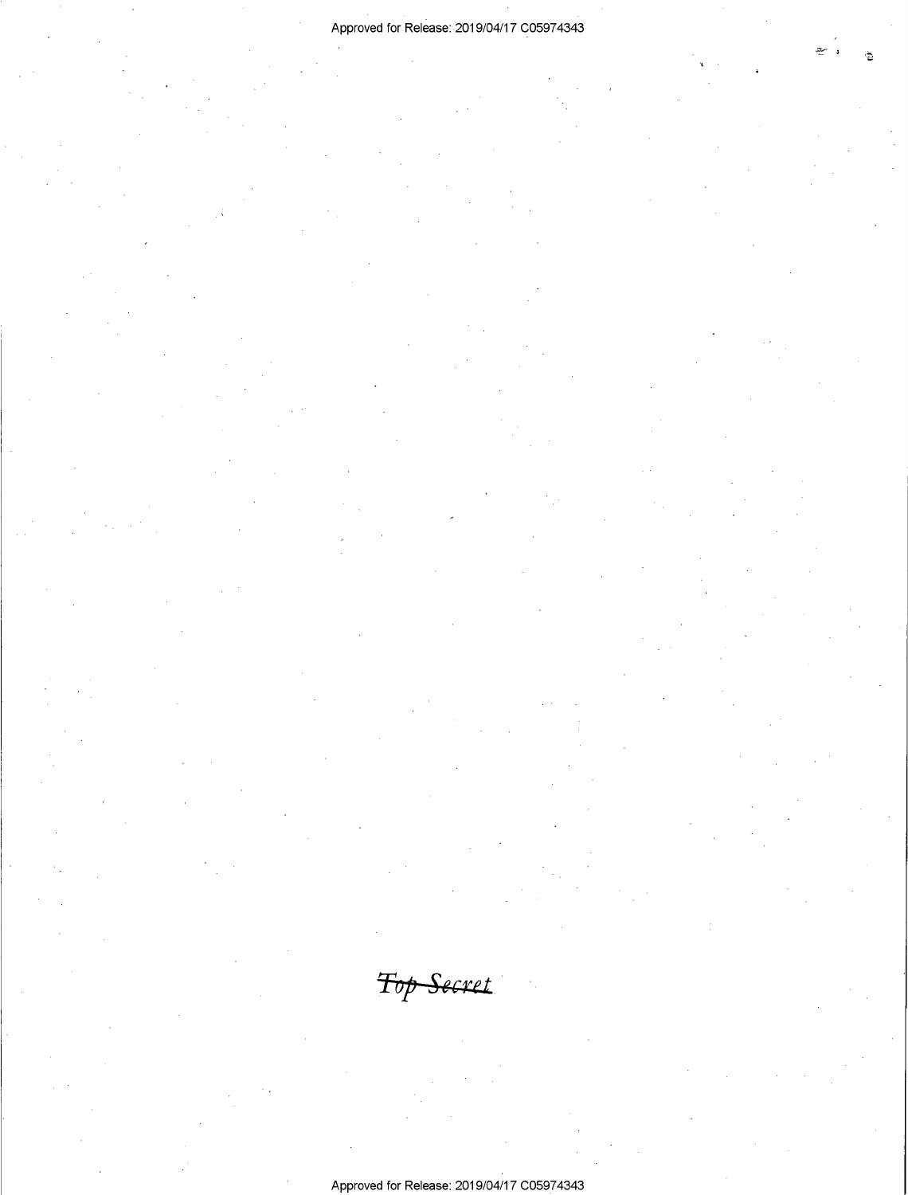~~Top Secret~~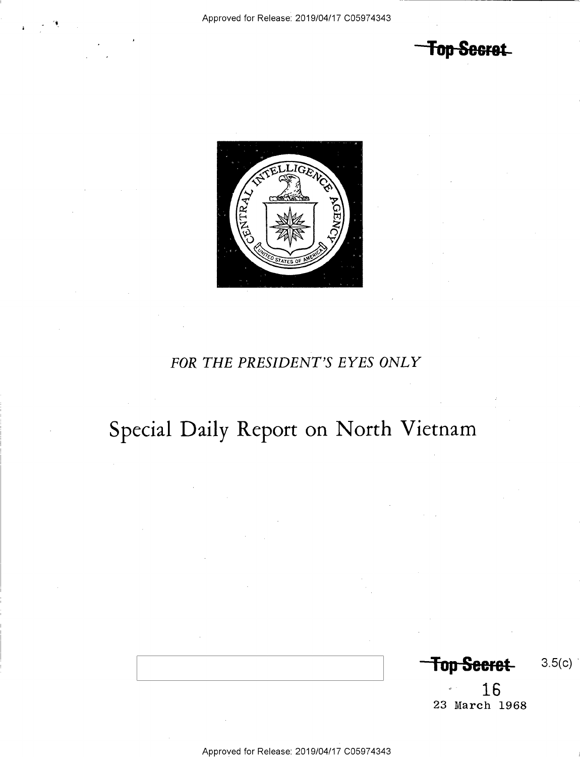~~Top Secret~~

*FOR THE PRESIDENT'S EYES ONLY*

# Special Daily Report on North Vietnam

~~Top Secret~~ 3.5(c)

16

23 March 1968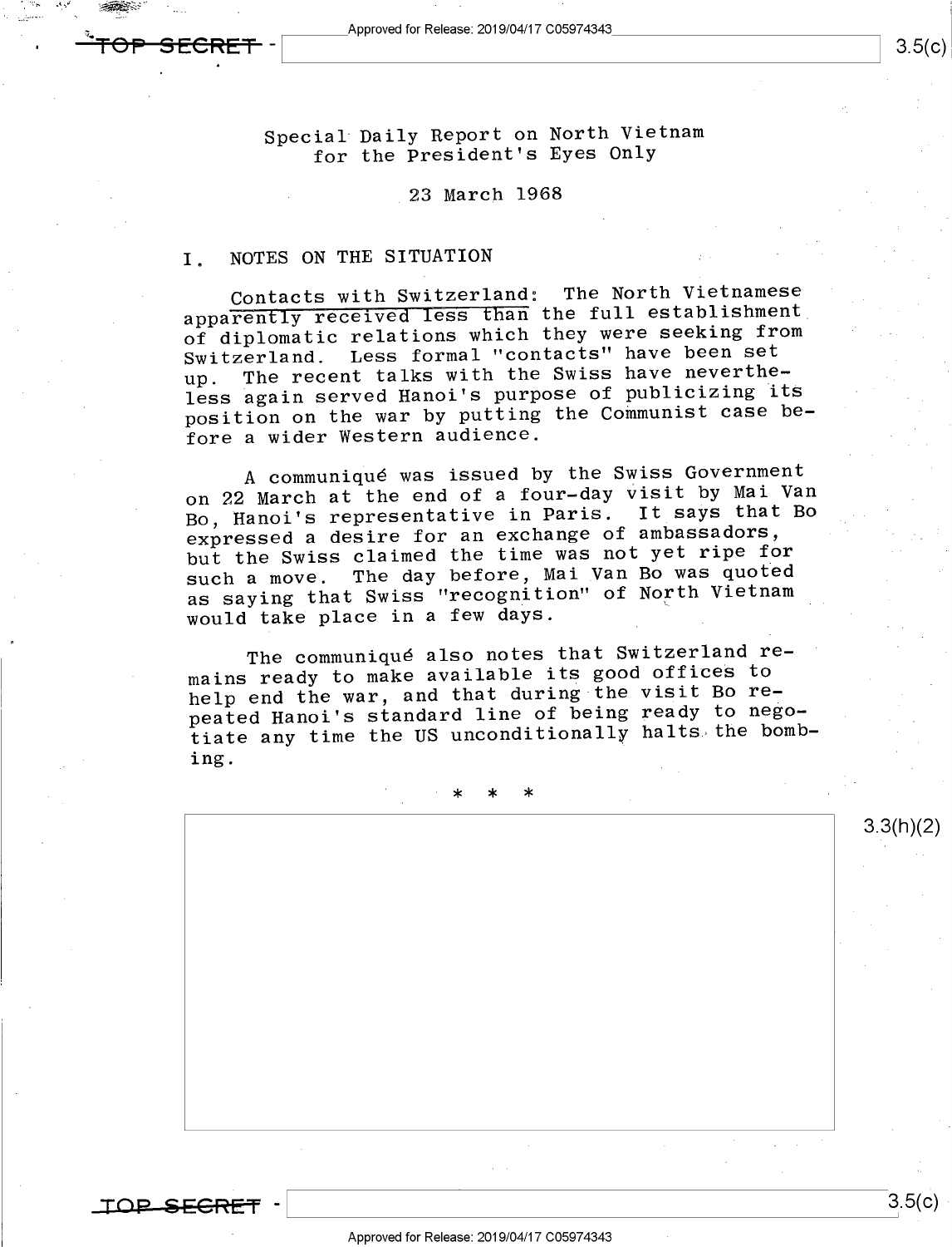Special Daily Report on North Vietnam
for the President's Eyes Only

23 March 1968

## I. NOTES ON THE SITUATION

Contacts with Switzerland: The North Vietnamese apparently received less than the full establishment of diplomatic relations which they were seeking from Switzerland. Less formal "contacts" have been set up. The recent talks with the Swiss have nevertheless again served Hanoi's purpose of publicizing its position on the war by putting the Communist case before a wider Western audience.

A communiqué was issued by the Swiss Government on 22 March at the end of a four-day visit by Mai Van Bo, Hanoi's representative in Paris. It says that Bo expressed a desire for an exchange of ambassadors, but the Swiss claimed the time was not yet ripe for such a move. The day before, Mai Van Bo was quoted as saying that Swiss "recognition" of North Vietnam would take place in a few days.

The communiqué also notes that Switzerland remains ready to make available its good offices to help end the war, and that during the visit Bo repeated Hanoi's standard line of being ready to negotiate any time the US unconditionally halts the bombing.

\* \* \*

3.3(h)(2)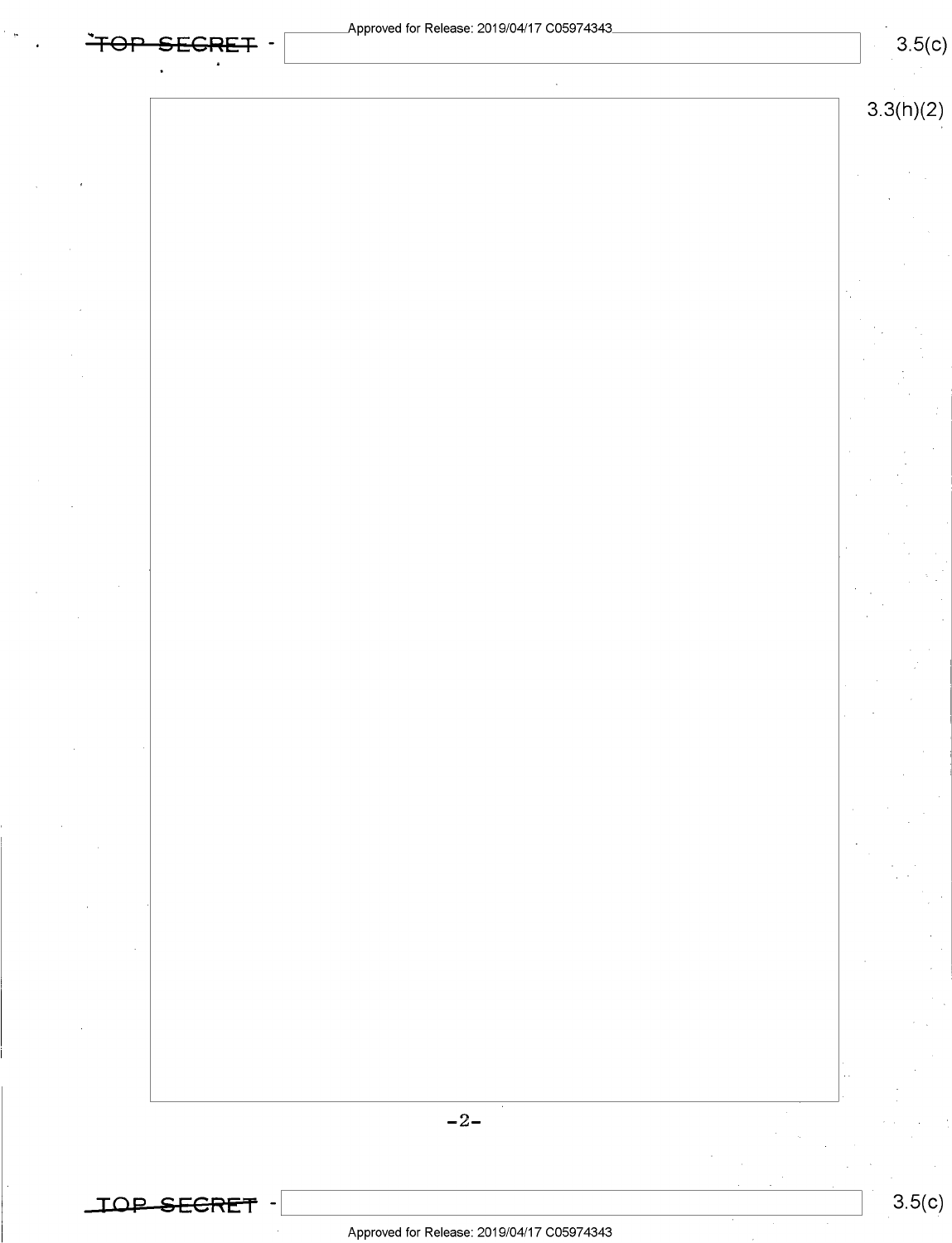3.3(h)(2)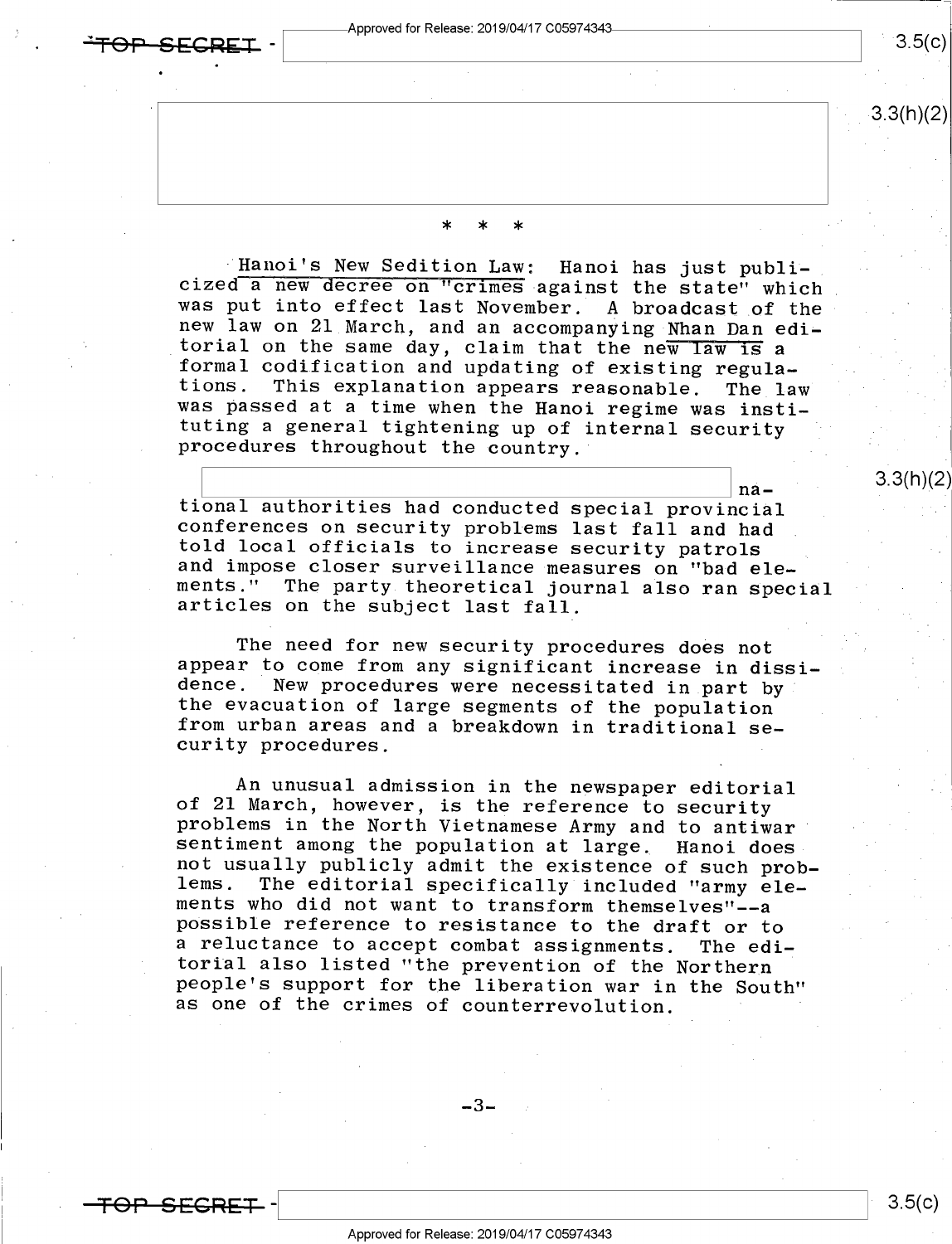* * *

Hanoi's New Sedition Law: Hanoi has just publicized a new decree on "crimes against the state" which was put into effect last November. A broadcast of the new law on 21 March, and an accompanying Nhan Dan editorial on the same day, claim that the new law is a formal codification and updating of existing regulations. This explanation appears reasonable. The law was passed at a time when the Hanoi regime was instituting a general tightening up of internal security procedures throughout the country.

national authorities had conducted special provincial conferences on security problems last fall and had told local officials to increase security patrols and impose closer surveillance measures on "bad elements." The party theoretical journal also ran special articles on the subject last fall.

The need for new security procedures does not appear to come from any significant increase in dissidence. New procedures were necessitated in part by the evacuation of large segments of the population from urban areas and a breakdown in traditional security procedures.

An unusual admission in the newspaper editorial of 21 March, however, is the reference to security problems in the North Vietnamese Army and to antiwar sentiment among the population at large. Hanoi does not usually publicly admit the existence of such problems. The editorial specifically included "army elements who did not want to transform themselves"--a possible reference to resistance to the draft or to a reluctance to accept combat assignments. The editorial also listed "the prevention of the Northern people's support for the liberation war in the South" as one of the crimes of counterrevolution.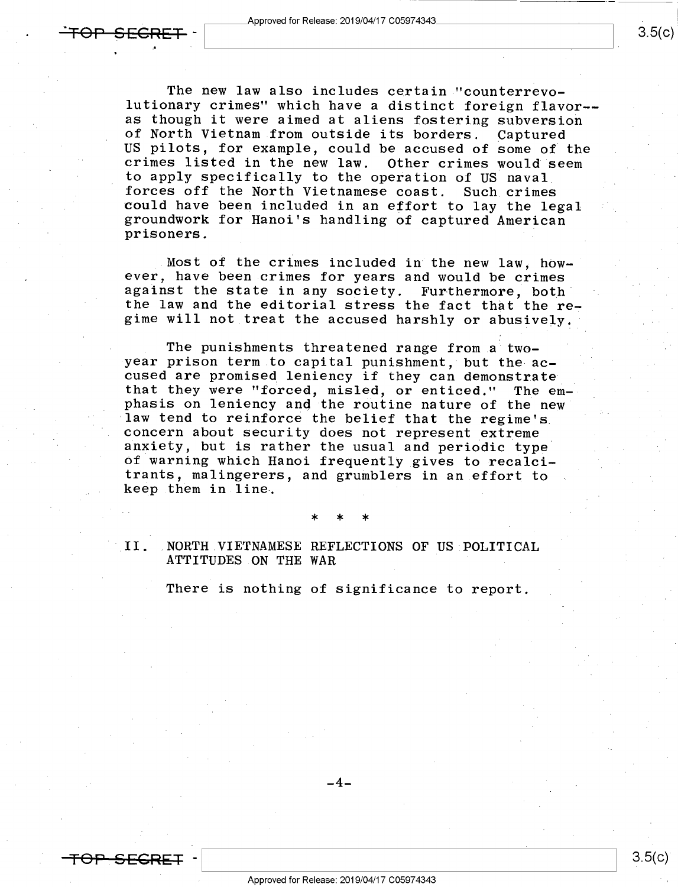The new law also includes certain "counterrevolutionary crimes" which have a distinct foreign flavor--as though it were aimed at aliens fostering subversion of North Vietnam from outside its borders. Captured US pilots, for example, could be accused of some of the crimes listed in the new law. Other crimes would seem to apply specifically to the operation of US naval forces off the North Vietnamese coast. Such crimes could have been included in an effort to lay the legal groundwork for Hanoi's handling of captured American prisoners.

Most of the crimes included in the new law, however, have been crimes for years and would be crimes against the state in any society. Furthermore, both the law and the editorial stress the fact that the regime will not treat the accused harshly or abusively.

The punishments threatened range from a two-year prison term to capital punishment, but the accused are promised leniency if they can demonstrate that they were "forced, misled, or enticed." The emphasis on leniency and the routine nature of the new law tend to reinforce the belief that the regime's concern about security does not represent extreme anxiety, but is rather the usual and periodic type of warning which Hanoi frequently gives to recalcitrants, malingerers, and grumblers in an effort to keep them in line.

\* \* \*

## II. NORTH VIETNAMESE REFLECTIONS OF US POLITICAL ATTITUDES ON THE WAR

There is nothing of significance to report.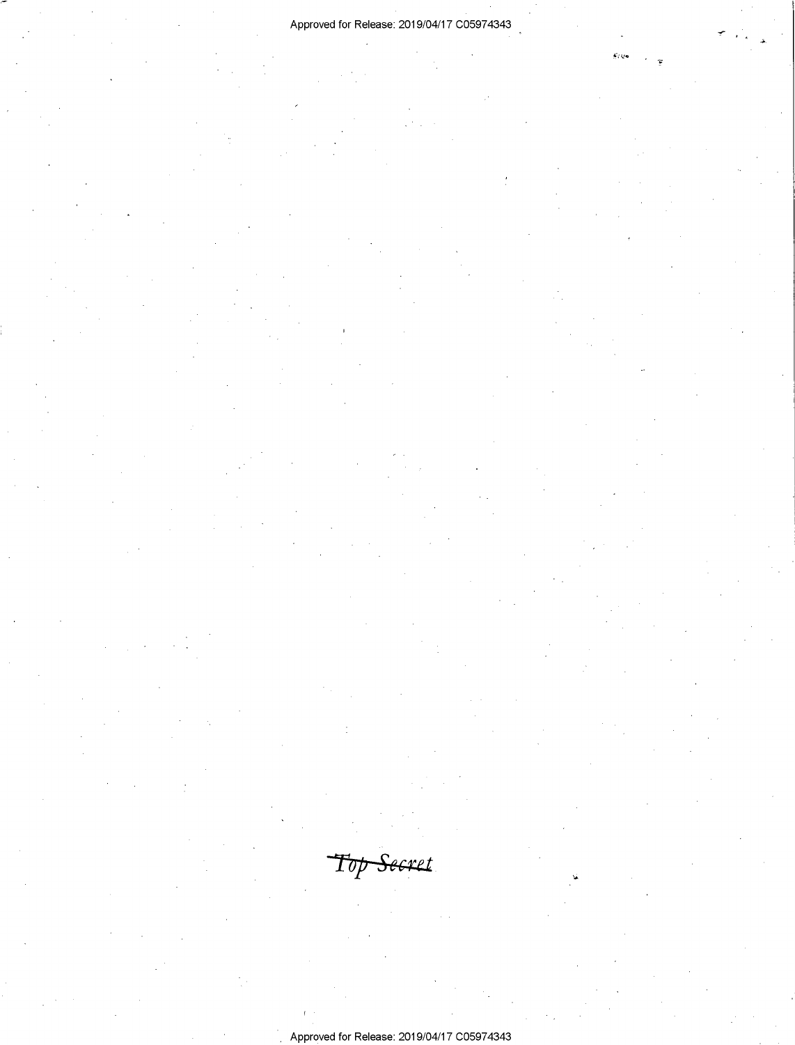~~Top Secret~~